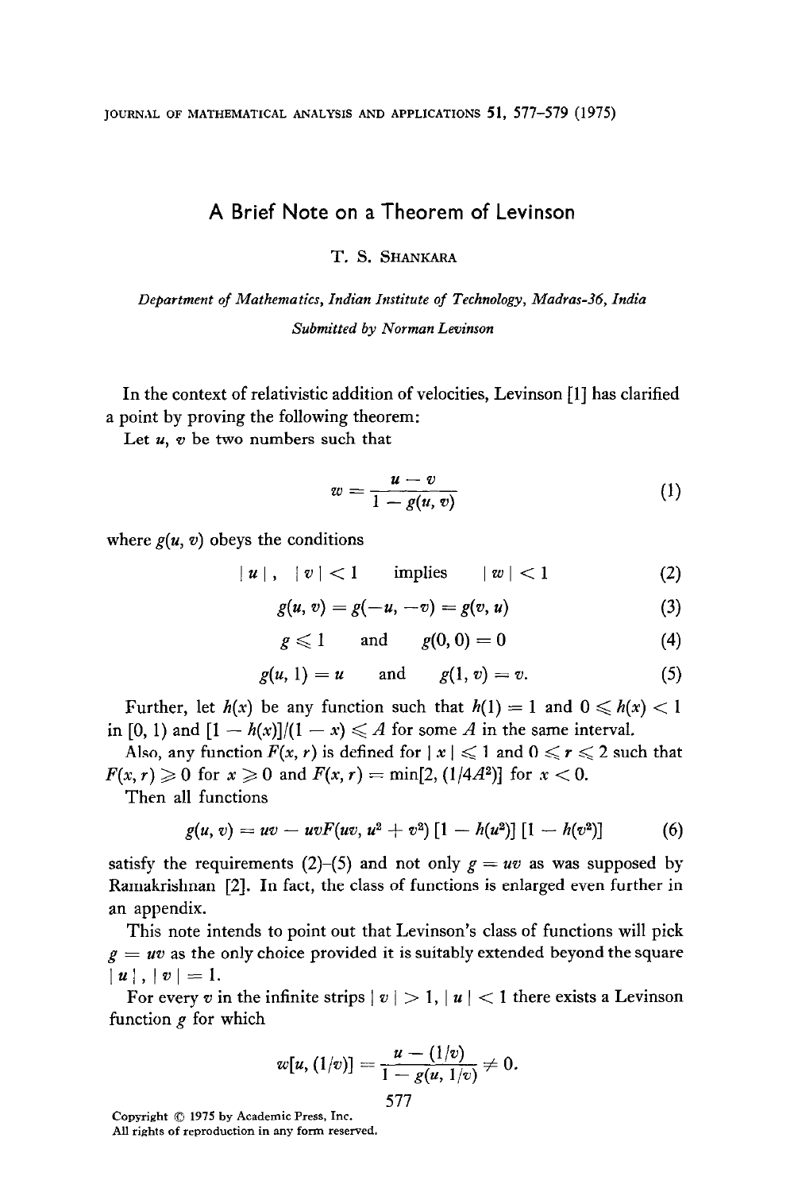# A Brief Note on a Theorem of Levinson

T. S. Shankara

*Department of Mathematics, Indian Institute of Technology, Madras-36, India*

*Submitted by Norman Levinson*

In the context of relativistic addition of velocities, Levinson [1] has clarified a point by proving the following theorem:

Let $u$, $v$ be two numbers such that

$$w = \frac{u - v}{1 - g(u, v)} \tag{1}$$

where $g(u, v)$ obeys the conditions

$$|u|, \quad |v| < 1 \qquad \text{implies} \qquad |w| < 1 \tag{2}$$

$$g(u, v) = g(-u, -v) = g(v, u) \tag{3}$$

$$g \leqslant 1 \qquad \text{and} \qquad g(0, 0) = 0 \tag{4}$$

$$g(u, 1) = u \qquad \text{and} \qquad g(1, v) = v. \tag{5}$$

Further, let $h(x)$ be any function such that $h(1) = 1$ and $0 \leqslant h(x) < 1$ in $[0, 1)$ and $[1 - h(x)]/(1 - x) \leqslant A$ for some $A$ in the same interval.

Also, any function $F(x, r)$ is defined for $|x| \leqslant 1$ and $0 \leqslant r \leqslant 2$ such that $F(x, r) \geqslant 0$ for $x \geqslant 0$ and $F(x, r) = \min[2, (1/4A^2)]$ for $x < 0$.

Then all functions

$$g(u, v) = uv - uvF(uv, u^2 + v^2)\,[1 - h(u^2)]\,[1 - h(v^2)] \tag{6}$$

satisfy the requirements (2)–(5) and not only $g = uv$ as was supposed by Ramakrishnan [2]. In fact, the class of functions is enlarged even further in an appendix.

This note intends to point out that Levinson's class of functions will pick $g = uv$ as the only choice provided it is suitably extended beyond the square $|u|, |v| = 1$.

For every $v$ in the infinite strips $|v| > 1$, $|u| < 1$ there exists a Levinson function $g$ for which

$$w[u, (1/v)] = \frac{u - (1/v)}{1 - g(u, 1/v)} \neq 0.$$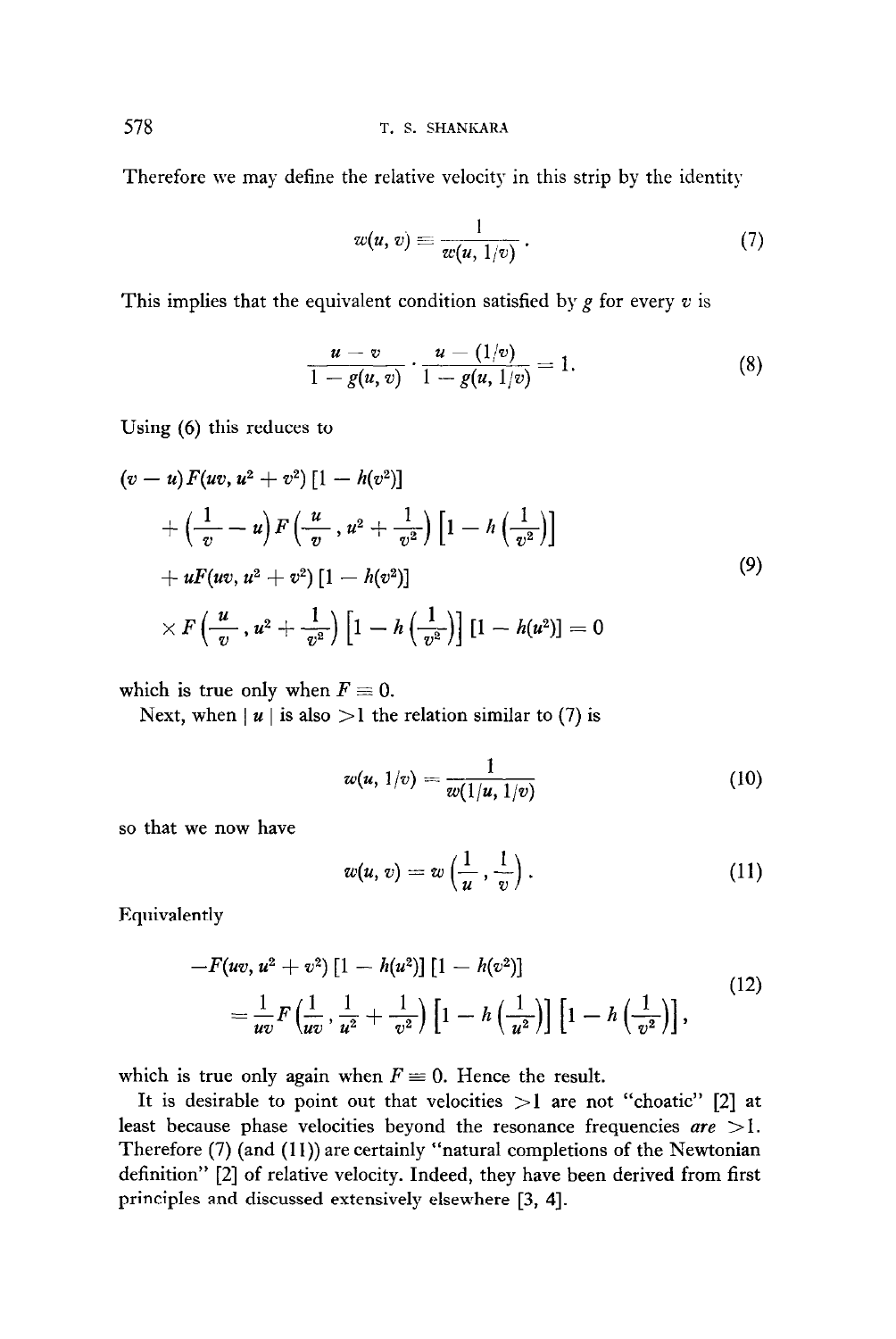Therefore we may define the relative velocity in this strip by the identity

$$w(u, v) \equiv \frac{1}{w(u, 1/v)}. \tag{7}$$

This implies that the equivalent condition satisfied by $g$ for every $v$ is

$$\frac{u - v}{1 - g(u, v)} \cdot \frac{u - (1/v)}{1 - g(u, 1/v)} = 1. \tag{8}$$

Using (6) this reduces to

$$\begin{aligned}
&(v - u) F(uv, u^2 + v^2)\,[1 - h(v^2)] \\
&\quad + \left(\frac{1}{v} - u\right) F\left(\frac{u}{v}, u^2 + \frac{1}{v^2}\right)\left[1 - h\left(\frac{1}{v^2}\right)\right] \\
&\quad + uF(uv, u^2 + v^2)\,[1 - h(v^2)] \\
&\quad \times F\left(\frac{u}{v}, u^2 + \frac{1}{v^2}\right)\left[1 - h\left(\frac{1}{v^2}\right)\right][1 - h(u^2)] = 0
\end{aligned} \tag{9}$$

which is true only when $F \equiv 0$.

Next, when $|u|$ is also $>1$ the relation similar to (7) is

$$w(u, 1/v) = \frac{1}{w(1/u, 1/v)} \tag{10}$$

so that we now have

$$w(u, v) = w\left(\frac{1}{u}, \frac{1}{v}\right). \tag{11}$$

Equivalently

$$\begin{aligned}
&-F(uv, u^2 + v^2)\,[1 - h(u^2)]\,[1 - h(v^2)] \\
&\quad = \frac{1}{uv} F\left(\frac{1}{uv}, \frac{1}{u^2} + \frac{1}{v^2}\right)\left[1 - h\left(\frac{1}{u^2}\right)\right]\left[1 - h\left(\frac{1}{v^2}\right)\right],
\end{aligned} \tag{12}$$

which is true only again when $F \equiv 0$. Hence the result.

It is desirable to point out that velocities $>1$ are not "choatic" [2] at least because phase velocities beyond the resonance frequencies *are* $>1$. Therefore (7) (and (11)) are certainly "natural completions of the Newtonian definition" [2] of relative velocity. Indeed, they have been derived from first principles and discussed extensively elsewhere [3, 4].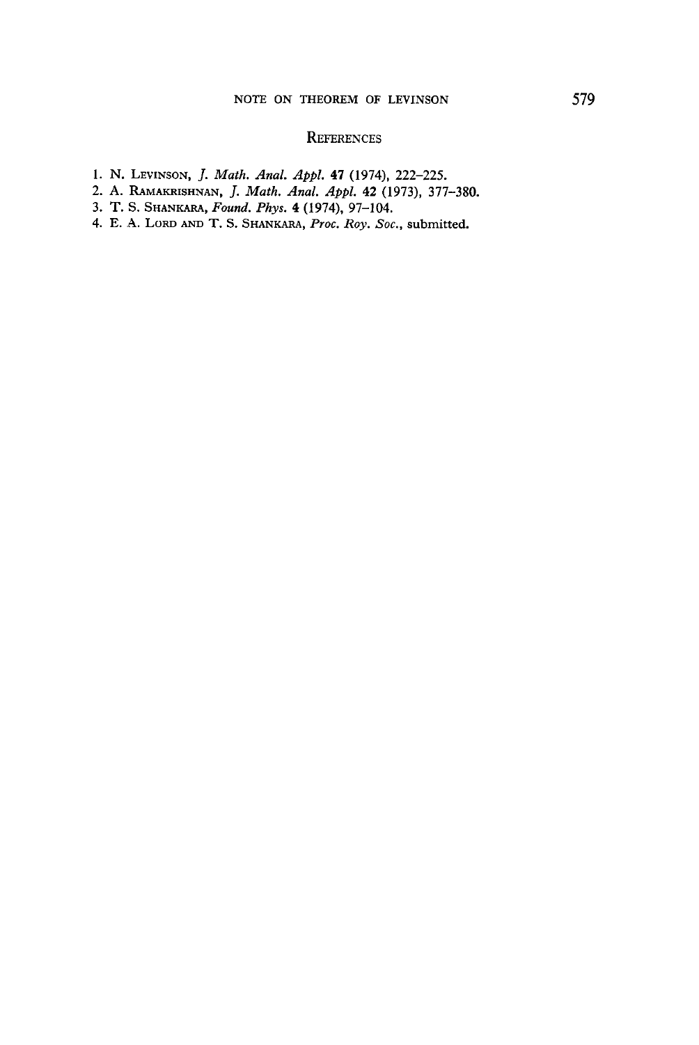## References

1. N. Levinson, *J. Math. Anal. Appl.* **47** (1974), 222–225.
2. A. Ramakrishnan, *J. Math. Anal. Appl.* **42** (1973), 377–380.
3. T. S. Shankara, *Found. Phys.* **4** (1974), 97–104.
4. E. A. Lord and T. S. Shankara, *Proc. Roy. Soc.*, submitted.